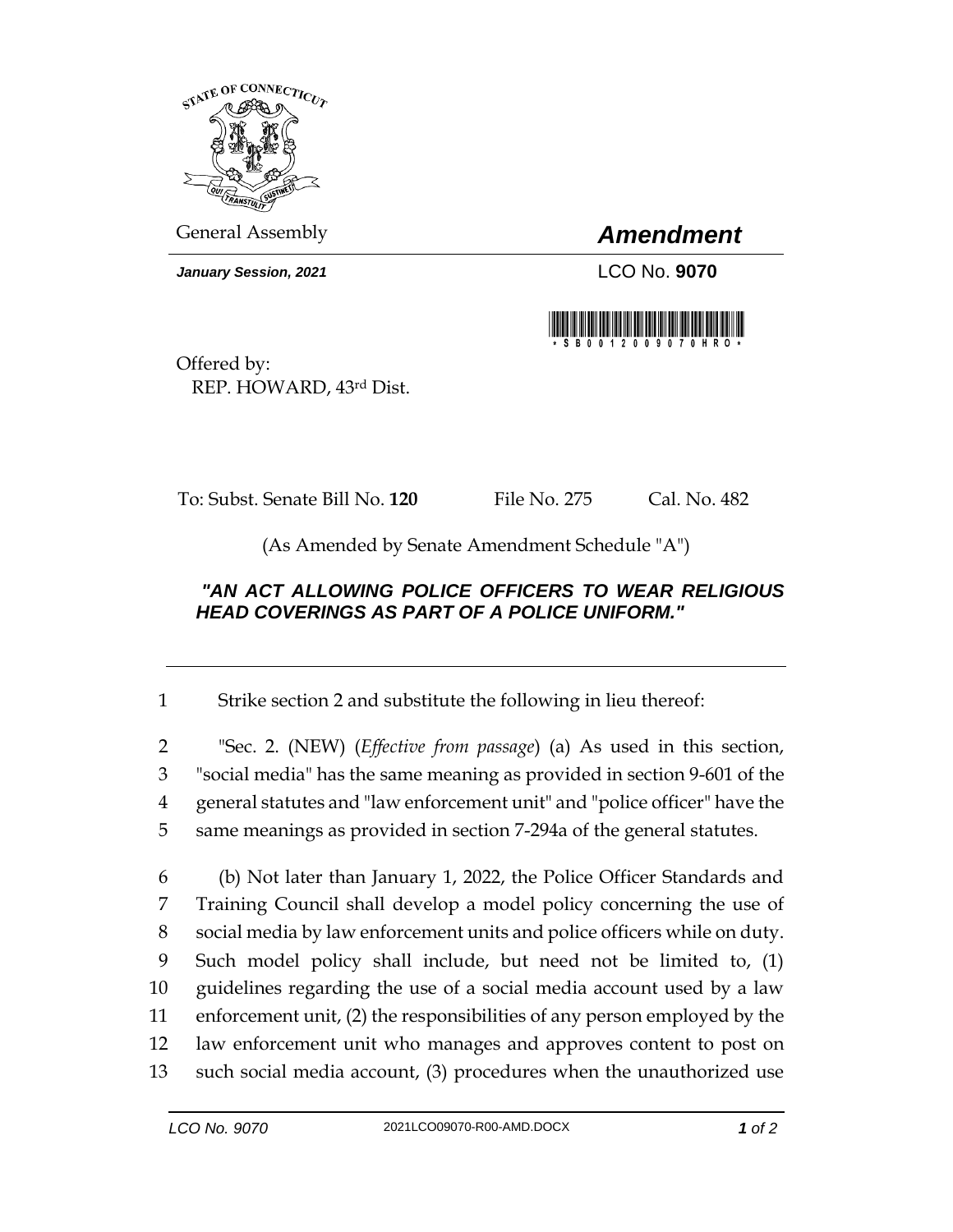General Assembly

# *Amendment*

***January Session, 2021***

LCO No. **9070**

Offered by:
REP. HOWARD, 43rd Dist.

To: Subst. Senate Bill No. **120** File No. 275 Cal. No. 482

(As Amended by Senate Amendment Schedule "A")

***"AN ACT ALLOWING POLICE OFFICERS TO WEAR RELIGIOUS HEAD COVERINGS AS PART OF A POLICE UNIFORM."***

---

1 Strike section 2 and substitute the following in lieu thereof:

2 "Sec. 2. (NEW) (*Effective from passage*) (a) As used in this section,
3 "social media" has the same meaning as provided in section 9-601 of the
4 general statutes and "law enforcement unit" and "police officer" have the
5 same meanings as provided in section 7-294a of the general statutes.

6 (b) Not later than January 1, 2022, the Police Officer Standards and
7 Training Council shall develop a model policy concerning the use of
8 social media by law enforcement units and police officers while on duty.
9 Such model policy shall include, but need not be limited to, (1)
10 guidelines regarding the use of a social media account used by a law
11 enforcement unit, (2) the responsibilities of any person employed by the
12 law enforcement unit who manages and approves content to post on
13 such social media account, (3) procedures when the unauthorized use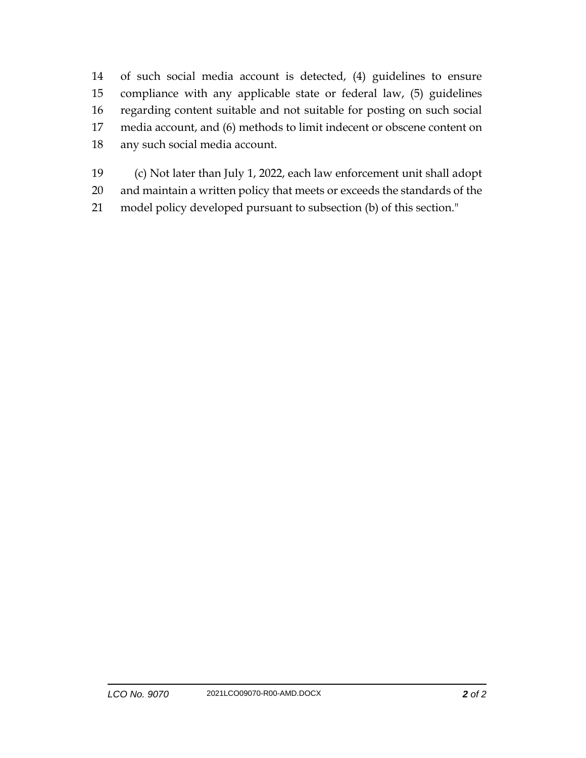of such social media account is detected, (4) guidelines to ensure compliance with any applicable state or federal law, (5) guidelines regarding content suitable and not suitable for posting on such social media account, and (6) methods to limit indecent or obscene content on any such social media account.

(c) Not later than July 1, 2022, each law enforcement unit shall adopt and maintain a written policy that meets or exceeds the standards of the model policy developed pursuant to subsection (b) of this section."